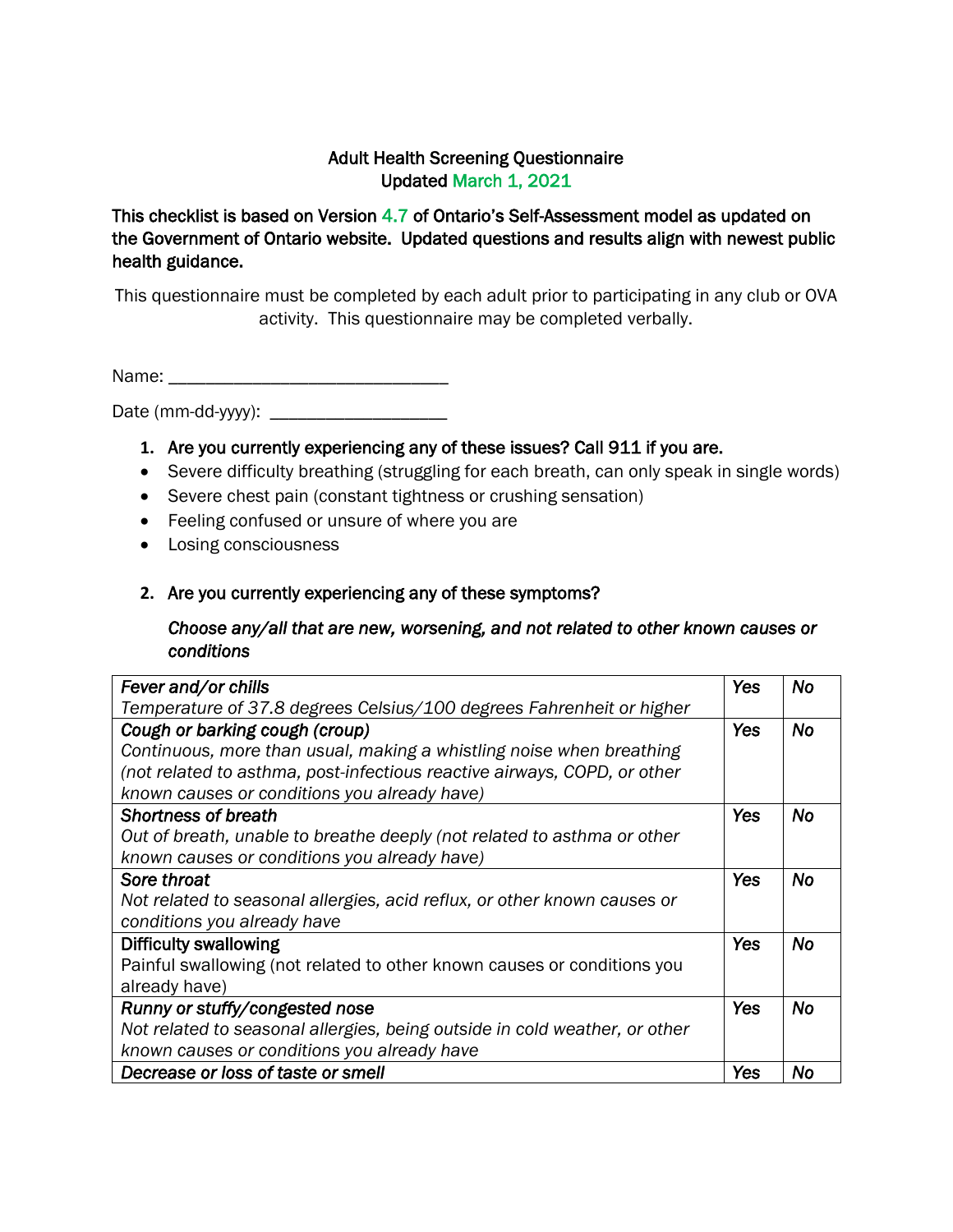# Adult Health Screening Questionnaire
## Updated March 1, 2021

**This checklist is based on Version 4.7 of Ontario's Self-Assessment model as updated on the Government of Ontario website. Updated questions and results align with newest public health guidance.**

This questionnaire must be completed by each adult prior to participating in any club or OVA activity. This questionnaire may be completed verbally.

Name: ______________________________

Date (mm-dd-yyyy): ___________________

1. **Are you currently experiencing any of these issues? Call 911 if you are.**

- Severe difficulty breathing (struggling for each breath, can only speak in single words)
- Severe chest pain (constant tightness or crushing sensation)
- Feeling confused or unsure of where you are
- Losing consciousness

2. **Are you currently experiencing any of these symptoms?**

   ***Choose any/all that are new, worsening, and not related to other known causes or conditions***

| Symptom | | |
|---|---|---|
| ***Fever and/or chills***<br>*Temperature of 37.8 degrees Celsius/100 degrees Fahrenheit or higher* | ***Yes*** | ***No*** |
| ***Cough or barking cough (croup)***<br>*Continuous, more than usual, making a whistling noise when breathing (not related to asthma, post-infectious reactive airways, COPD, or other known causes or conditions you already have)* | ***Yes*** | ***No*** |
| ***Shortness of breath***<br>*Out of breath, unable to breathe deeply (not related to asthma or other known causes or conditions you already have)* | ***Yes*** | ***No*** |
| ***Sore throat***<br>*Not related to seasonal allergies, acid reflux, or other known causes or conditions you already have* | ***Yes*** | ***No*** |
| **Difficulty swallowing**<br>Painful swallowing (not related to other known causes or conditions you already have) | ***Yes*** | ***No*** |
| ***Runny or stuffy/congested nose***<br>*Not related to seasonal allergies, being outside in cold weather, or other known causes or conditions you already have* | ***Yes*** | ***No*** |
| ***Decrease or loss of taste or smell*** | ***Yes*** | ***No*** |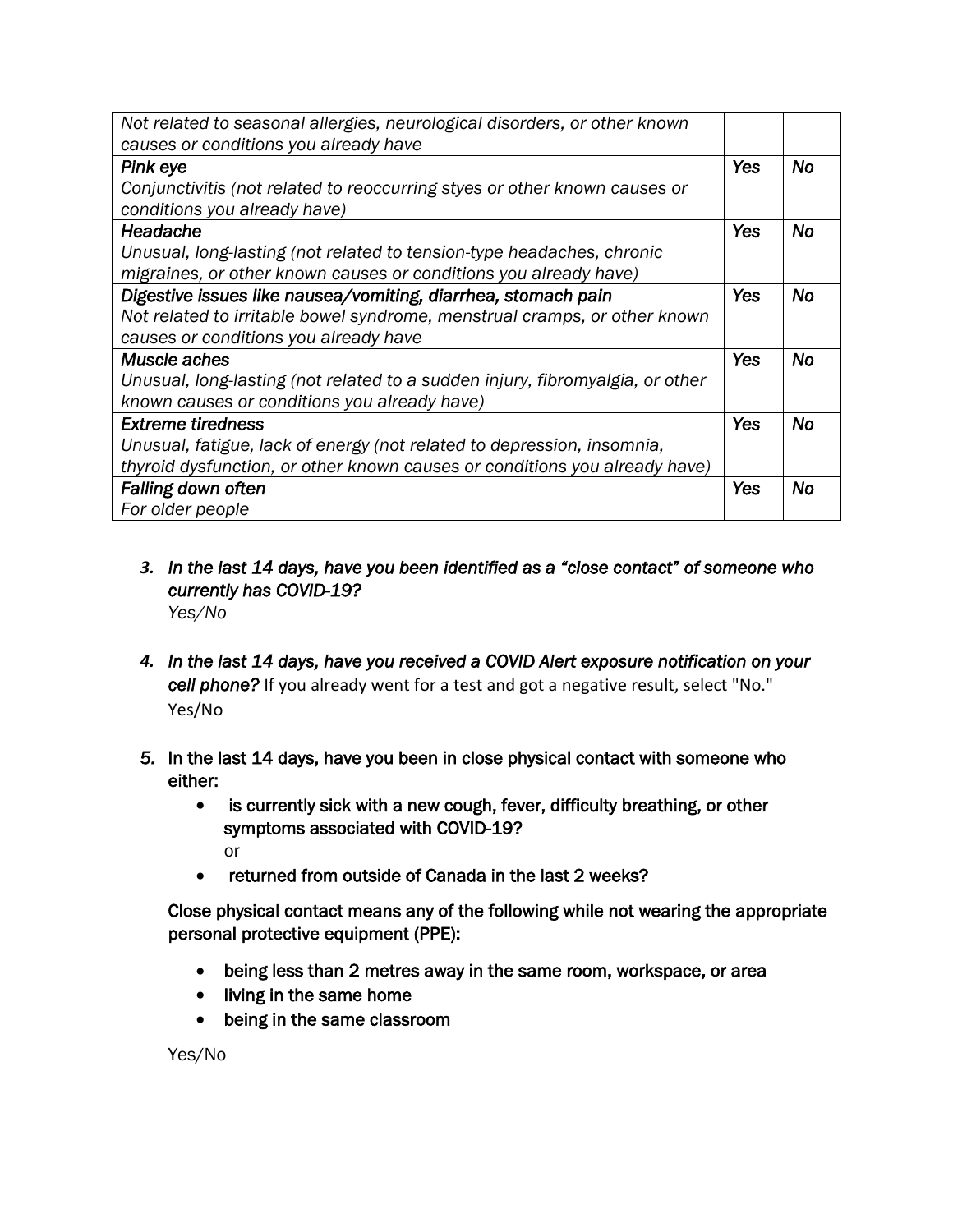| | | |
|---|---|---|
| *Not related to seasonal allergies, neurological disorders, or other known causes or conditions you already have* | | |
| ***Pink eye***<br>*Conjunctivitis (not related to reoccurring styes or other known causes or conditions you already have)* | ***Yes*** | ***No*** |
| ***Headache***<br>*Unusual, long-lasting (not related to tension-type headaches, chronic migraines, or other known causes or conditions you already have)* | ***Yes*** | ***No*** |
| ***Digestive issues like nausea/vomiting, diarrhea, stomach pain***<br>*Not related to irritable bowel syndrome, menstrual cramps, or other known causes or conditions you already have* | ***Yes*** | ***No*** |
| ***Muscle aches***<br>*Unusual, long-lasting (not related to a sudden injury, fibromyalgia, or other known causes or conditions you already have)* | ***Yes*** | ***No*** |
| ***Extreme tiredness***<br>*Unusual, fatigue, lack of energy (not related to depression, insomnia, thyroid dysfunction, or other known causes or conditions you already have)* | ***Yes*** | ***No*** |
| ***Falling down often***<br>*For older people* | ***Yes*** | ***No*** |

3. ***In the last 14 days, have you been identified as a "close contact" of someone who currently has COVID-19?***
   *Yes/No*

4. ***In the last 14 days, have you received a COVID Alert exposure notification on your cell phone?*** If you already went for a test and got a negative result, select "No."
   Yes/No

5. **In the last 14 days, have you been in close physical contact with someone who either:**
   - **is currently sick with a new cough, fever, difficulty breathing, or other symptoms associated with COVID-19?**
     or
   - **returned from outside of Canada in the last 2 weeks?**

   **Close physical contact means any of the following while not wearing the appropriate personal protective equipment (PPE):**

   - **being less than 2 metres away in the same room, workspace, or area**
   - **living in the same home**
   - **being in the same classroom**

   Yes/No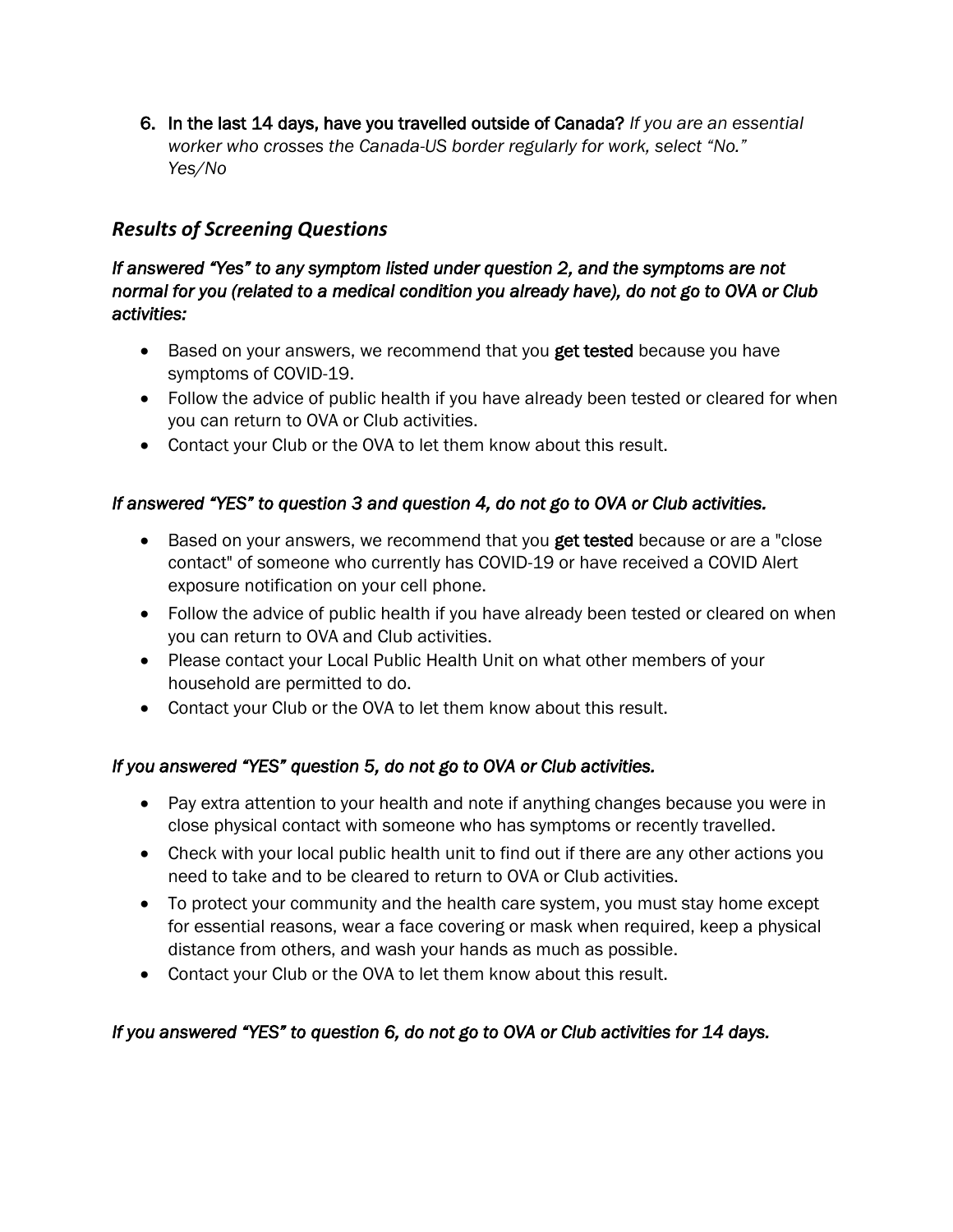6. **In the last 14 days, have you travelled outside of Canada?** *If you are an essential worker who crosses the Canada-US border regularly for work, select "No."*
   *Yes/No*

## *Results of Screening Questions*

*If answered "Yes" to any symptom listed under question 2, and the symptoms are not normal for you (related to a medical condition you already have), do not go to OVA or Club activities:*

- Based on your answers, we recommend that you **get tested** because you have symptoms of COVID-19.
- Follow the advice of public health if you have already been tested or cleared for when you can return to OVA or Club activities.
- Contact your Club or the OVA to let them know about this result.

*If answered "YES" to question 3 and question 4, do not go to OVA or Club activities.*

- Based on your answers, we recommend that you **get tested** because or are a "close contact" of someone who currently has COVID-19 or have received a COVID Alert exposure notification on your cell phone.
- Follow the advice of public health if you have already been tested or cleared on when you can return to OVA and Club activities.
- Please contact your Local Public Health Unit on what other members of your household are permitted to do.
- Contact your Club or the OVA to let them know about this result.

*If you answered "YES" question 5, do not go to OVA or Club activities.*

- Pay extra attention to your health and note if anything changes because you were in close physical contact with someone who has symptoms or recently travelled.
- Check with your local public health unit to find out if there are any other actions you need to take and to be cleared to return to OVA or Club activities.
- To protect your community and the health care system, you must stay home except for essential reasons, wear a face covering or mask when required, keep a physical distance from others, and wash your hands as much as possible.
- Contact your Club or the OVA to let them know about this result.

*If you answered "YES" to question 6, do not go to OVA or Club activities for 14 days.*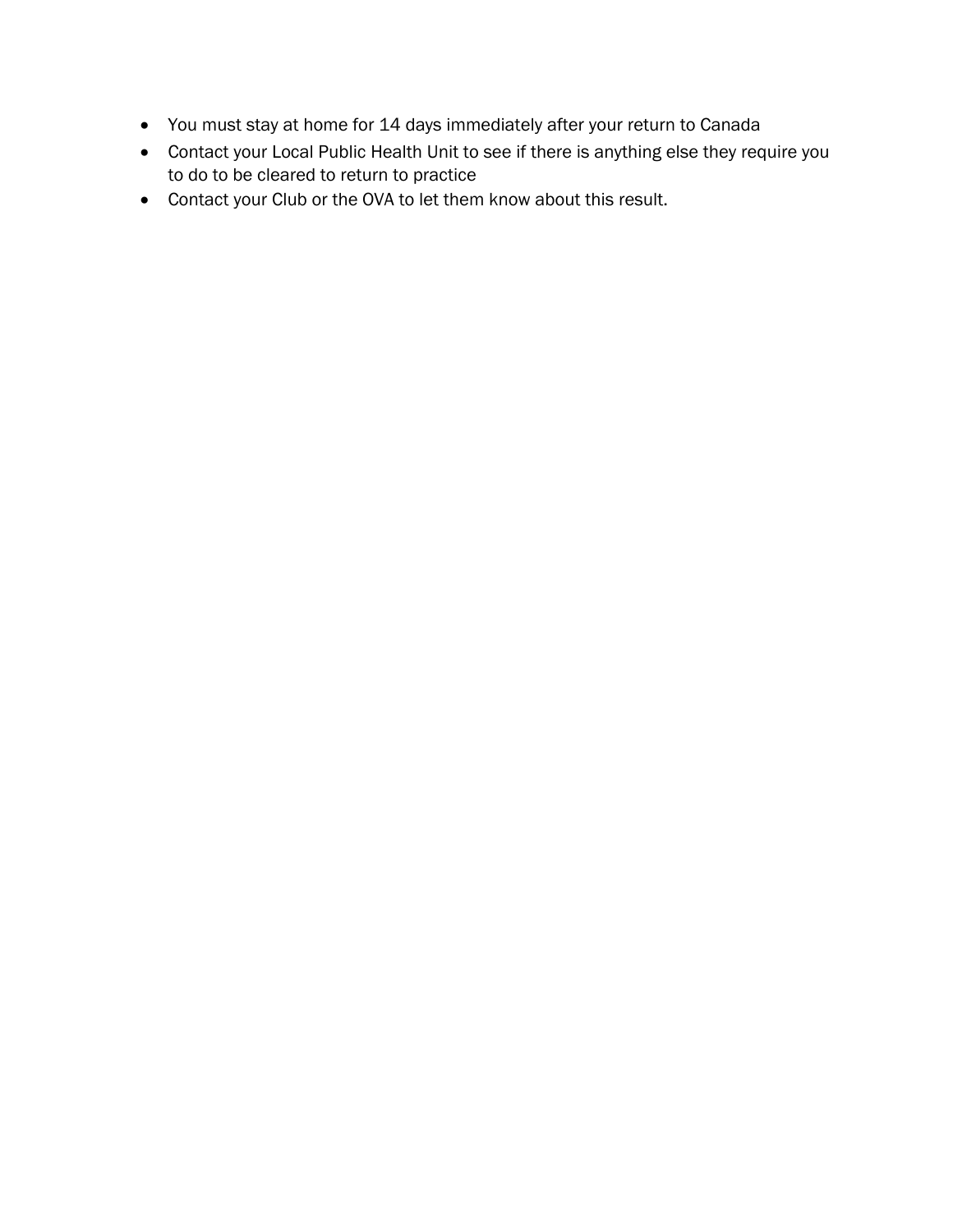- You must stay at home for 14 days immediately after your return to Canada
- Contact your Local Public Health Unit to see if there is anything else they require you to do to be cleared to return to practice
- Contact your Club or the OVA to let them know about this result.